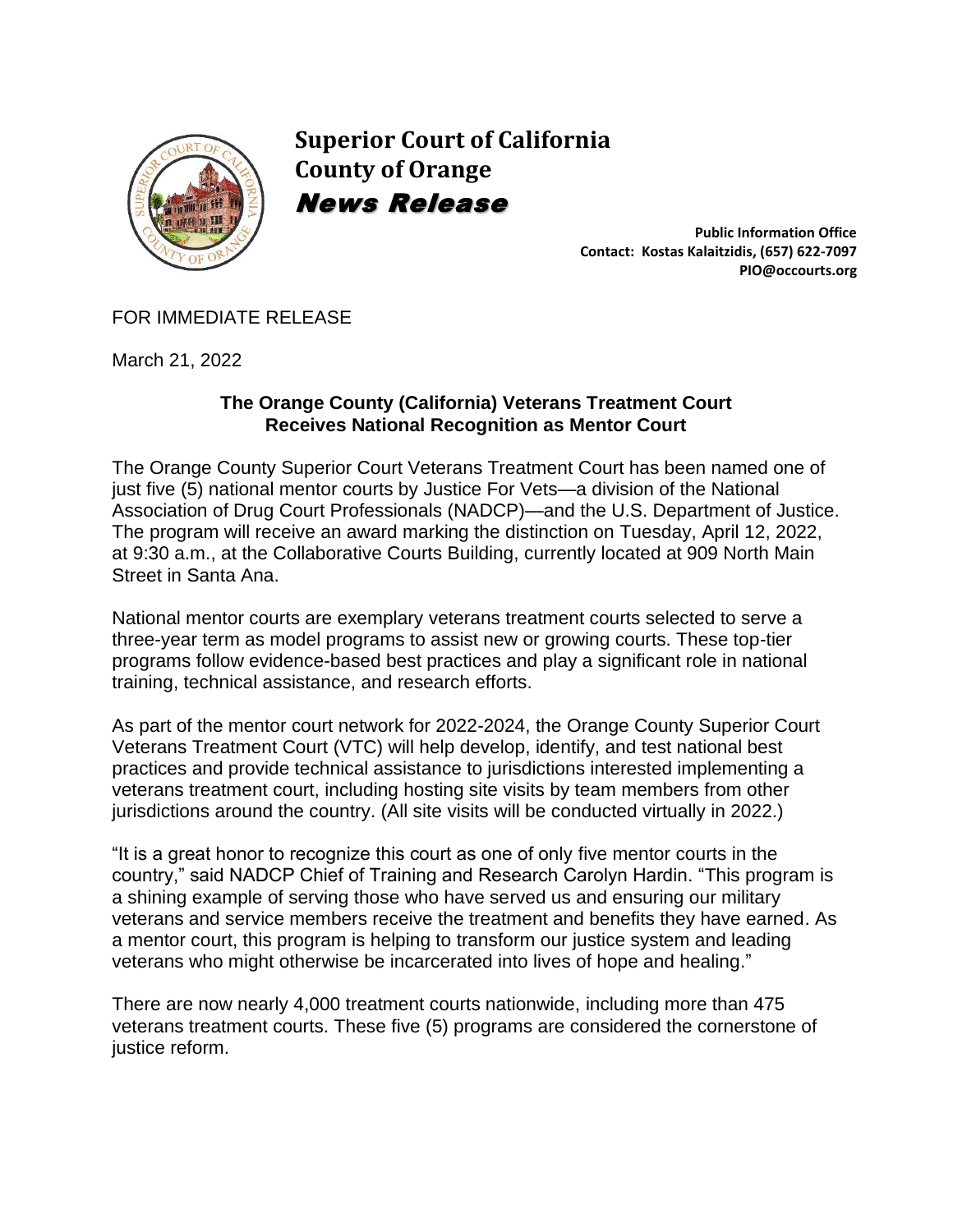# Superior Court of California
# County of Orange
## *News Release*

**Public Information Office**
**Contact: Kostas Kalaitzidis, (657) 622-7097**
**PIO@occourts.org**

FOR IMMEDIATE RELEASE

March 21, 2022

### The Orange County (California) Veterans Treatment Court Receives National Recognition as Mentor Court

The Orange County Superior Court Veterans Treatment Court has been named one of just five (5) national mentor courts by Justice For Vets—a division of the National Association of Drug Court Professionals (NADCP)—and the U.S. Department of Justice. The program will receive an award marking the distinction on Tuesday, April 12, 2022, at 9:30 a.m., at the Collaborative Courts Building, currently located at 909 North Main Street in Santa Ana.

National mentor courts are exemplary veterans treatment courts selected to serve a three-year term as model programs to assist new or growing courts. These top-tier programs follow evidence-based best practices and play a significant role in national training, technical assistance, and research efforts.

As part of the mentor court network for 2022-2024, the Orange County Superior Court Veterans Treatment Court (VTC) will help develop, identify, and test national best practices and provide technical assistance to jurisdictions interested implementing a veterans treatment court, including hosting site visits by team members from other jurisdictions around the country. (All site visits will be conducted virtually in 2022.)

"It is a great honor to recognize this court as one of only five mentor courts in the country," said NADCP Chief of Training and Research Carolyn Hardin. "This program is a shining example of serving those who have served us and ensuring our military veterans and service members receive the treatment and benefits they have earned. As a mentor court, this program is helping to transform our justice system and leading veterans who might otherwise be incarcerated into lives of hope and healing."

There are now nearly 4,000 treatment courts nationwide, including more than 475 veterans treatment courts. These five (5) programs are considered the cornerstone of justice reform.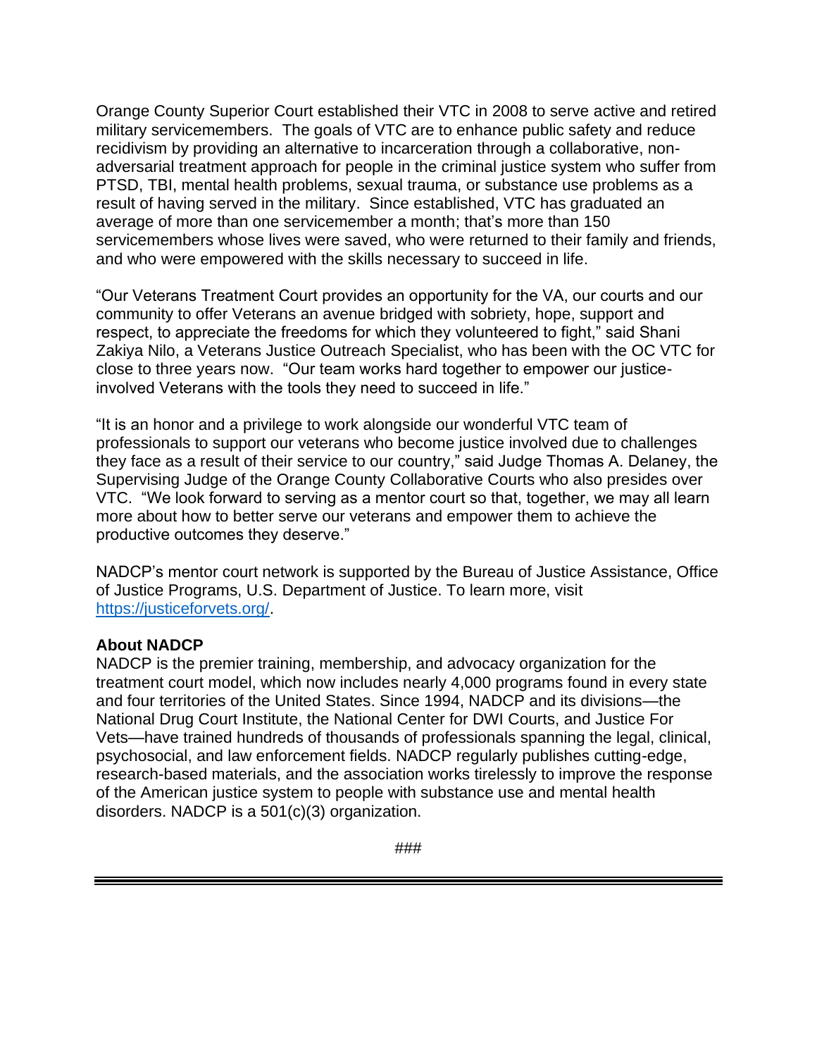Orange County Superior Court established their VTC in 2008 to serve active and retired military servicemembers. The goals of VTC are to enhance public safety and reduce recidivism by providing an alternative to incarceration through a collaborative, non-adversarial treatment approach for people in the criminal justice system who suffer from PTSD, TBI, mental health problems, sexual trauma, or substance use problems as a result of having served in the military. Since established, VTC has graduated an average of more than one servicemember a month; that's more than 150 servicemembers whose lives were saved, who were returned to their family and friends, and who were empowered with the skills necessary to succeed in life.

"Our Veterans Treatment Court provides an opportunity for the VA, our courts and our community to offer Veterans an avenue bridged with sobriety, hope, support and respect, to appreciate the freedoms for which they volunteered to fight," said Shani Zakiya Nilo, a Veterans Justice Outreach Specialist, who has been with the OC VTC for close to three years now. "Our team works hard together to empower our justice-involved Veterans with the tools they need to succeed in life."

"It is an honor and a privilege to work alongside our wonderful VTC team of professionals to support our veterans who become justice involved due to challenges they face as a result of their service to our country," said Judge Thomas A. Delaney, the Supervising Judge of the Orange County Collaborative Courts who also presides over VTC. "We look forward to serving as a mentor court so that, together, we may all learn more about how to better serve our veterans and empower them to achieve the productive outcomes they deserve."

NADCP's mentor court network is supported by the Bureau of Justice Assistance, Office of Justice Programs, U.S. Department of Justice. To learn more, visit https://justiceforvets.org/.

**About NADCP**

NADCP is the premier training, membership, and advocacy organization for the treatment court model, which now includes nearly 4,000 programs found in every state and four territories of the United States. Since 1994, NADCP and its divisions—the National Drug Court Institute, the National Center for DWI Courts, and Justice For Vets—have trained hundreds of thousands of professionals spanning the legal, clinical, psychosocial, and law enforcement fields. NADCP regularly publishes cutting-edge, research-based materials, and the association works tirelessly to improve the response of the American justice system to people with substance use and mental health disorders. NADCP is a 501(c)(3) organization.

###